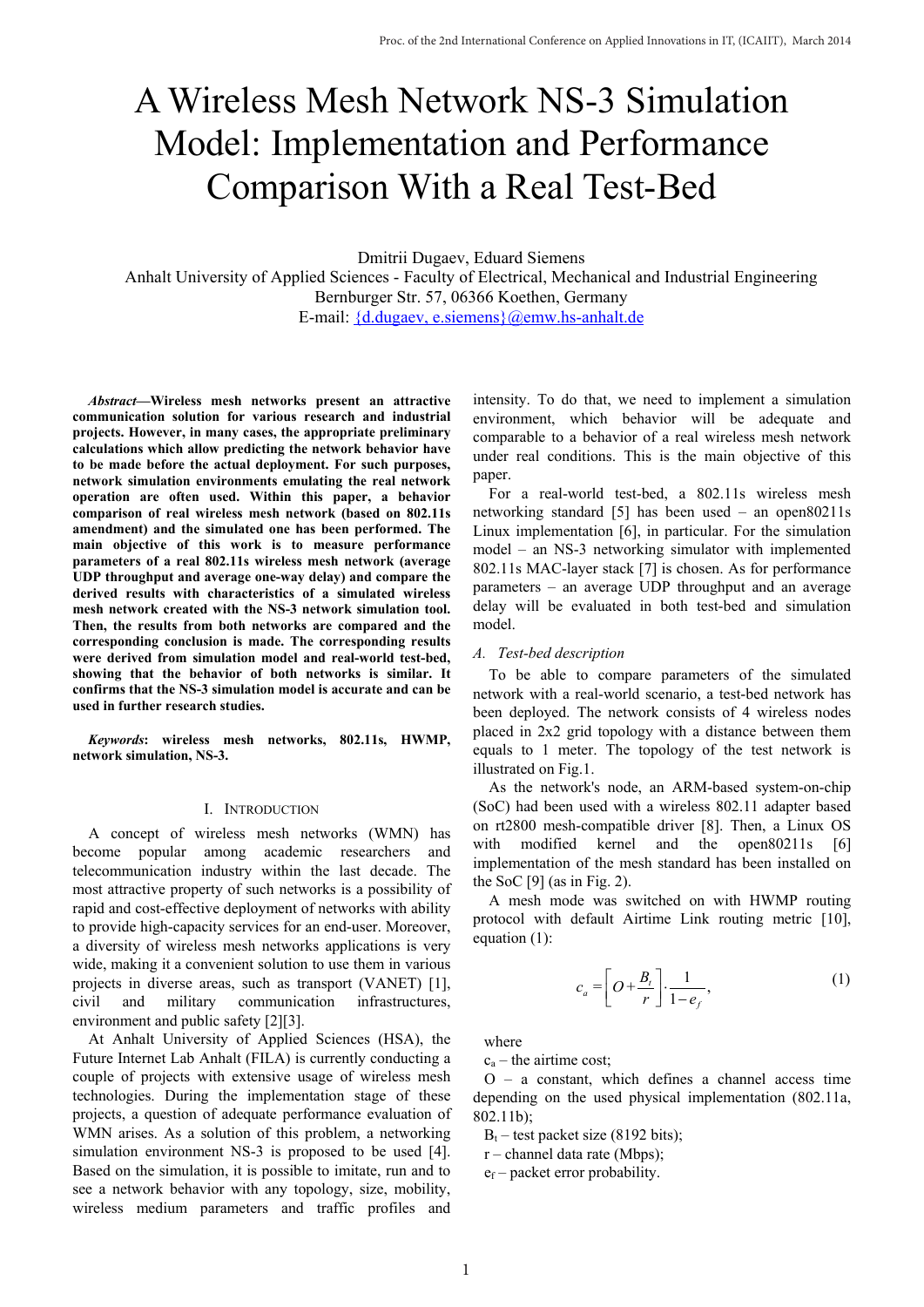# A Wireless Mesh Network NS-3 Simulation Model: Implementation and Performance Comparison With a Real Test-Bed

Dmitrii Dugaev, Eduard Siemens

Anhalt University of Applied Sciences - Faculty of Electrical, Mechanical and Industrial Engineering

Bernburger Str. 57, 06366 Koethen, Germany

E-mail: {d.dugaev, e.siemens}@emw.hs-anhalt.de

***Abstract*—Wireless mesh networks present an attractive communication solution for various research and industrial projects. However, in many cases, the appropriate preliminary calculations which allow predicting the network behavior have to be made before the actual deployment. For such purposes, network simulation environments emulating the real network operation are often used. Within this paper, a behavior comparison of real wireless mesh network (based on 802.11s amendment) and the simulated one has been performed. The main objective of this work is to measure performance parameters of a real 802.11s wireless mesh network (average UDP throughput and average one-way delay) and compare the derived results with characteristics of a simulated wireless mesh network created with the NS-3 network simulation tool. Then, the results from both networks are compared and the corresponding conclusion is made. The corresponding results were derived from simulation model and real-world test-bed, showing that the behavior of both networks is similar. It confirms that the NS-3 simulation model is accurate and can be used in further research studies.**

***Keywords*: wireless mesh networks, 802.11s, HWMP, network simulation, NS-3.**

## I. Introduction

A concept of wireless mesh networks (WMN) has become popular among academic researchers and telecommunication industry within the last decade. The most attractive property of such networks is a possibility of rapid and cost-effective deployment of networks with ability to provide high-capacity services for an end-user. Moreover, a diversity of wireless mesh networks applications is very wide, making it a convenient solution to use them in various projects in diverse areas, such as transport (VANET) [1], civil and military communication infrastructures, environment and public safety [2][3].

At Anhalt University of Applied Sciences (HSA), the Future Internet Lab Anhalt (FILA) is currently conducting a couple of projects with extensive usage of wireless mesh technologies. During the implementation stage of these projects, a question of adequate performance evaluation of WMN arises. As a solution of this problem, a networking simulation environment NS-3 is proposed to be used [4]. Based on the simulation, it is possible to imitate, run and to see a network behavior with any topology, size, mobility, wireless medium parameters and traffic profiles and intensity. To do that, we need to implement a simulation environment, which behavior will be adequate and comparable to a behavior of a real wireless mesh network under real conditions. This is the main objective of this paper.

For a real-world test-bed, a 802.11s wireless mesh networking standard [5] has been used – an open80211s Linux implementation [6], in particular. For the simulation model – an NS-3 networking simulator with implemented 802.11s MAC-layer stack [7] is chosen. As for performance parameters – an average UDP throughput and an average delay will be evaluated in both test-bed and simulation model.

### *A. Test-bed description*

To be able to compare parameters of the simulated network with a real-world scenario, a test-bed network has been deployed. The network consists of 4 wireless nodes placed in 2x2 grid topology with a distance between them equals to 1 meter. The topology of the test network is illustrated on Fig.1.

As the network's node, an ARM-based system-on-chip (SoC) had been used with a wireless 802.11 adapter based on rt2800 mesh-compatible driver [8]. Then, a Linux OS with modified kernel and the open80211s [6] implementation of the mesh standard has been installed on the SoC [9] (as in Fig. 2).

A mesh mode was switched on with HWMP routing protocol with default Airtime Link routing metric [10], equation (1):

$$c_a = \left[ O + \frac{B_t}{r} \right] \cdot \frac{1}{1 - e_f}, \tag{1}$$

where

$c_a$ – the airtime cost;

O – a constant, which defines a channel access time depending on the used physical implementation (802.11a, 802.11b);

$B_t$ – test packet size (8192 bits);

r – channel data rate (Mbps);

$e_f$ – packet error probability.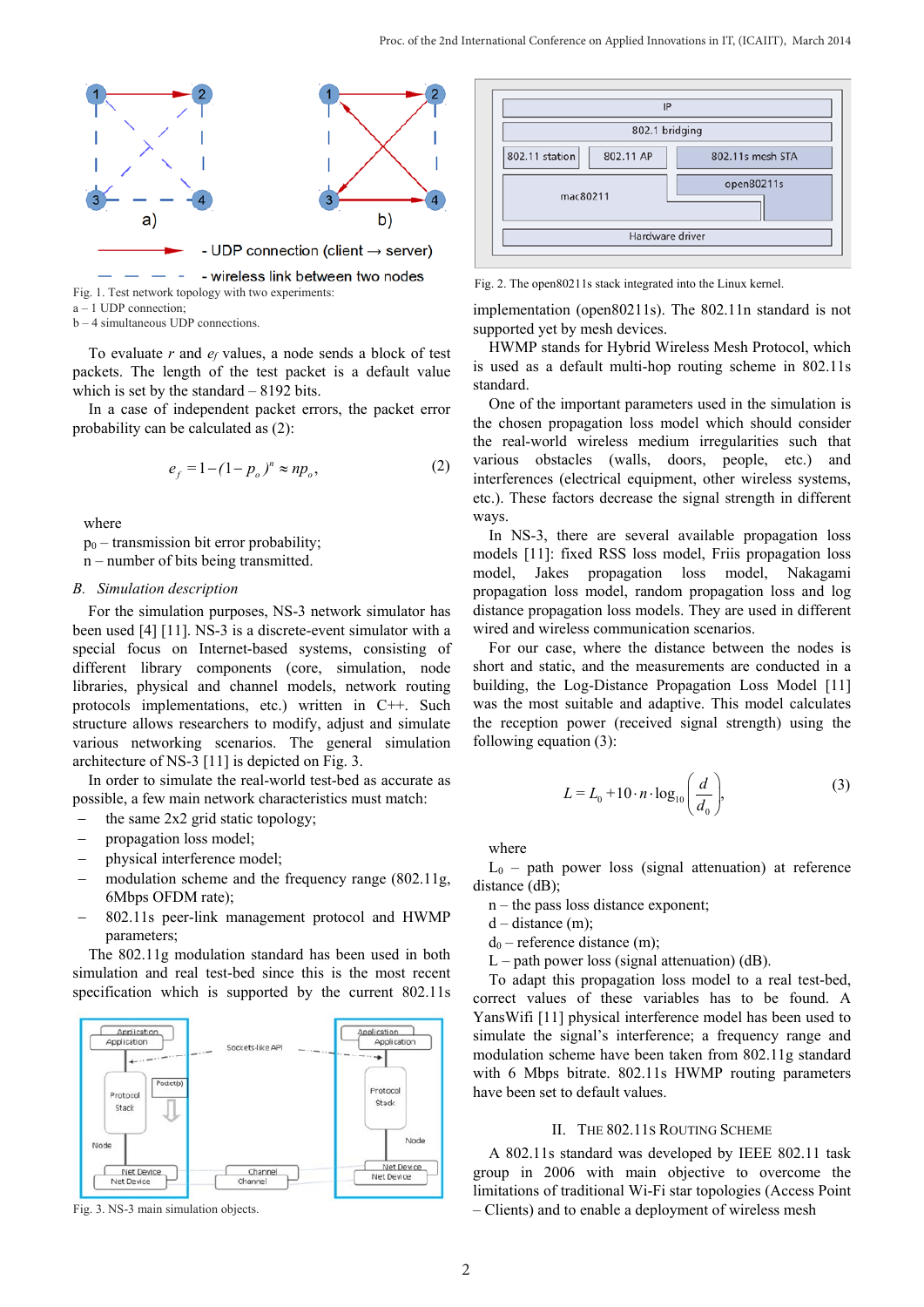Fig. 1. Test network topology with two experiments:
a – 1 UDP connection;
b – 4 simultaneous UDP connections.

To evaluate $r$ and $e_f$ values, a node sends a block of test packets. The length of the test packet is a default value which is set by the standard – 8192 bits.

In a case of independent packet errors, the packet error probability can be calculated as (2):

$$e_f = 1 - (1 - p_o)^n \approx np_o, \tag{2}$$

where

$p_0$ – transmission bit error probability;

n – number of bits being transmitted.

### *B. Simulation description*

For the simulation purposes, NS-3 network simulator has been used [4] [11]. NS-3 is a discrete-event simulator with a special focus on Internet-based systems, consisting of different library components (core, simulation, node libraries, physical and channel models, network routing protocols implementations, etc.) written in C++. Such structure allows researchers to modify, adjust and simulate various networking scenarios. The general simulation architecture of NS-3 [11] is depicted on Fig. 3.

In order to simulate the real-world test-bed as accurate as possible, a few main network characteristics must match:

- the same 2x2 grid static topology;
- propagation loss model;
- physical interference model;
- modulation scheme and the frequency range (802.11g, 6Mbps OFDM rate);
- 802.11s peer-link management protocol and HWMP parameters;

The 802.11g modulation standard has been used in both simulation and real test-bed since this is the most recent specification which is supported by the current 802.11s implementation (open80211s). The 802.11n standard is not supported yet by mesh devices.

Fig. 3. NS-3 main simulation objects.

Fig. 2. The open80211s stack integrated into the Linux kernel.

HWMP stands for Hybrid Wireless Mesh Protocol, which is used as a default multi-hop routing scheme in 802.11s standard.

One of the important parameters used in the simulation is the chosen propagation loss model which should consider the real-world wireless medium irregularities such that various obstacles (walls, doors, people, etc.) and interferences (electrical equipment, other wireless systems, etc.). These factors decrease the signal strength in different ways.

In NS-3, there are several available propagation loss models [11]: fixed RSS loss model, Friis propagation loss model, Jakes propagation loss model, Nakagami propagation loss model, random propagation loss and log distance propagation loss models. They are used in different wired and wireless communication scenarios.

For our case, where the distance between the nodes is short and static, and the measurements are conducted in a building, the Log-Distance Propagation Loss Model [11] was the most suitable and adaptive. This model calculates the reception power (received signal strength) using the following equation (3):

$$L = L_0 + 10 \cdot n \cdot \log_{10}\left(\frac{d}{d_0}\right), \tag{3}$$

where

$L_0$ – path power loss (signal attenuation) at reference distance (dB);

n – the pass loss distance exponent;

d – distance (m);

$d_0$ – reference distance (m);

L – path power loss (signal attenuation) (dB).

To adapt this propagation loss model to a real test-bed, correct values of these variables has to be found. A YansWifi [11] physical interference model has been used to simulate the signal's interference; a frequency range and modulation scheme have been taken from 802.11g standard with 6 Mbps bitrate. 802.11s HWMP routing parameters have been set to default values.

## II. THE 802.11S ROUTING SCHEME

A 802.11s standard was developed by IEEE 802.11 task group in 2006 with main objective to overcome the limitations of traditional Wi-Fi star topologies (Access Point – Clients) and to enable a deployment of wireless mesh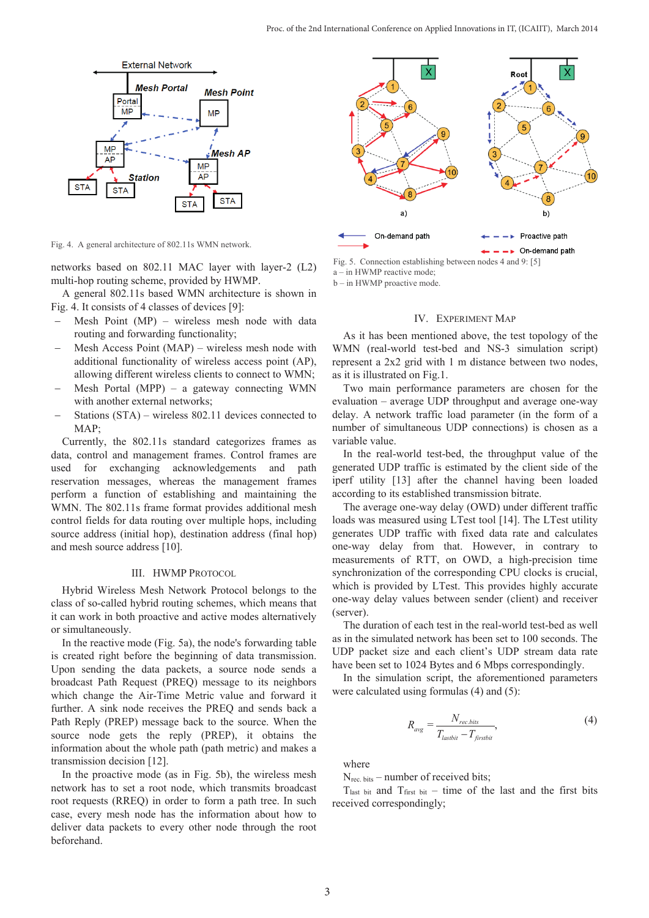Fig. 4. A general architecture of 802.11s WMN network.

networks based on 802.11 MAC layer with layer-2 (L2) multi-hop routing scheme, provided by HWMP.

A general 802.11s based WMN architecture is shown in Fig. 4. It consists of 4 classes of devices [9]:

- Mesh Point (MP) – wireless mesh node with data routing and forwarding functionality;
- Mesh Access Point (MAP) – wireless mesh node with additional functionality of wireless access point (AP), allowing different wireless clients to connect to WMN;
- Mesh Portal (MPP) – a gateway connecting WMN with another external networks;
- Stations (STA) – wireless 802.11 devices connected to MAP;

Currently, the 802.11s standard categorizes frames as data, control and management frames. Control frames are used for exchanging acknowledgements and path reservation messages, whereas the management frames perform a function of establishing and maintaining the WMN. The 802.11s frame format provides additional mesh control fields for data routing over multiple hops, including source address (initial hop), destination address (final hop) and mesh source address [10].

## III. HWMP Protocol

Hybrid Wireless Mesh Network Protocol belongs to the class of so-called hybrid routing schemes, which means that it can work in both proactive and active modes alternatively or simultaneously.

In the reactive mode (Fig. 5a), the node's forwarding table is created right before the beginning of data transmission. Upon sending the data packets, a source node sends a broadcast Path Request (PREQ) message to its neighbors which change the Air-Time Metric value and forward it further. A sink node receives the PREQ and sends back a Path Reply (PREP) message back to the source. When the source node gets the reply (PREP), it obtains the information about the whole path (path metric) and makes a transmission decision [12].

In the proactive mode (as in Fig. 5b), the wireless mesh network has to set a root node, which transmits broadcast root requests (RREQ) in order to form a path tree. In such case, every mesh node has the information about how to deliver data packets to every other node through the root beforehand.

Fig. 5. Connection establishing between nodes 4 and 9: [5]
a – in HWMP reactive mode;
b – in HWMP proactive mode.

## IV. Experiment Map

As it has been mentioned above, the test topology of the WMN (real-world test-bed and NS-3 simulation script) represent a 2x2 grid with 1 m distance between two nodes, as it is illustrated on Fig.1.

Two main performance parameters are chosen for the evaluation – average UDP throughput and average one-way delay. A network traffic load parameter (in the form of a number of simultaneous UDP connections) is chosen as a variable value.

In the real-world test-bed, the throughput value of the generated UDP traffic is estimated by the client side of the iperf utility [13] after the channel having been loaded according to its established transmission bitrate.

The average one-way delay (OWD) under different traffic loads was measured using LTest tool [14]. The LTest utility generates UDP traffic with fixed data rate and calculates one-way delay from that. However, in contrary to measurements of RTT, on OWD, a high-precision time synchronization of the corresponding CPU clocks is crucial, which is provided by LTest. This provides highly accurate one-way delay values between sender (client) and receiver (server).

The duration of each test in the real-world test-bed as well as in the simulated network has been set to 100 seconds. The UDP packet size and each client's UDP stream data rate have been set to 1024 Bytes and 6 Mbps correspondingly.

In the simulation script, the aforementioned parameters were calculated using formulas (4) and (5):

$$R_{avg} = \frac{N_{rec.bits}}{T_{lastbit} - T_{firstbit}}, \tag{4}$$

where

$N_{rec.\ bits}$ – number of received bits;

$T_{last\ bit}$ and $T_{first\ bit}$ – time of the last and the first bits received correspondingly;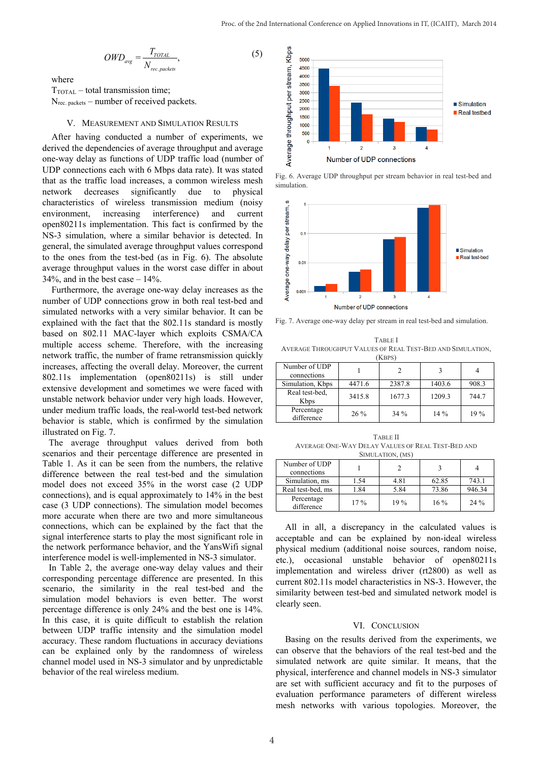$$OWD_{avg} = \frac{T_{TOTAL}}{N_{rec.packets}}, \quad (5)$$

where

$T_{TOTAL}$ – total transmission time;

$N_{rec.\ packets}$ – number of received packets.

## V. Measurement and Simulation Results

After having conducted a number of experiments, we derived the dependencies of average throughput and average one-way delay as functions of UDP traffic load (number of UDP connections each with 6 Mbps data rate). It was stated that as the traffic load increases, a common wireless mesh network decreases significantly due to physical characteristics of wireless transmission medium (noisy environment, increasing interference) and current open80211s implementation. This fact is confirmed by the NS-3 simulation, where a similar behavior is detected. In general, the simulated average throughput values correspond to the ones from the test-bed (as in Fig. 6). The absolute average throughput values in the worst case differ in about 34%, and in the best case – 14%.

Furthermore, the average one-way delay increases as the number of UDP connections grow in both real test-bed and simulated networks with a very similar behavior. It can be explained with the fact that the 802.11s standard is mostly based on 802.11 MAC-layer which exploits CSMA/CA multiple access scheme. Therefore, with the increasing network traffic, the number of frame retransmission quickly increases, affecting the overall delay. Moreover, the current 802.11s implementation (open80211s) is still under extensive development and sometimes we were faced with unstable network behavior under very high loads. However, under medium traffic loads, the real-world test-bed network behavior is stable, which is confirmed by the simulation illustrated on Fig. 7.

The average throughput values derived from both scenarios and their percentage difference are presented in Table 1. As it can be seen from the numbers, the relative difference between the real test-bed and the simulation model does not exceed 35% in the worst case (2 UDP connections), and is equal approximately to 14% in the best case (3 UDP connections). The simulation model becomes more accurate when there are two and more simultaneous connections, which can be explained by the fact that the signal interference starts to play the most significant role in the network performance behavior, and the YansWifi signal interference model is well-implemented in NS-3 simulator.

In Table 2, the average one-way delay values and their corresponding percentage difference are presented. In this scenario, the similarity in the real test-bed and the simulation model behaviors is even better. The worst percentage difference is only 24% and the best one is 14%. In this case, it is quite difficult to establish the relation between UDP traffic intensity and the simulation model accuracy. These random fluctuations in accuracy deviations can be explained only by the randomness of wireless channel model used in NS-3 simulator and by unpredictable behavior of the real wireless medium.

Fig. 6. Average UDP throughput per stream behavior in real test-bed and simulation.

Fig. 7. Average one-way delay per stream in real test-bed and simulation.

TABLE I
AVERAGE THROUGHPUT VALUES OF REAL TEST-BED AND SIMULATION, (KBPS)

| Number of UDP connections | 1 | 2 | 3 | 4 |
|---|---|---|---|---|
| Simulation, Kbps | 4471.6 | 2387.8 | 1403.6 | 908.3 |
| Real test-bed, Kbps | 3415.8 | 1677.3 | 1209.3 | 744.7 |
| Percentage difference | 26 % | 34 % | 14 % | 19 % |

TABLE II
AVERAGE ONE-WAY DELAY VALUES OF REAL TEST-BED AND SIMULATION, (MS)

| Number of UDP connections | 1 | 2 | 3 | 4 |
|---|---|---|---|---|
| Simulation, ms | 1.54 | 4.81 | 62.85 | 743.1 |
| Real test-bed, ms | 1.84 | 5.84 | 73.86 | 946.34 |
| Percentage difference | 17 % | 19 % | 16 % | 24 % |

All in all, a discrepancy in the calculated values is acceptable and can be explained by non-ideal wireless physical medium (additional noise sources, random noise, etc.), occasional unstable behavior of open80211s implementation and wireless driver (rt2800) as well as current 802.11s model characteristics in NS-3. However, the similarity between test-bed and simulated network model is clearly seen.

## VI. Conclusion

Basing on the results derived from the experiments, we can observe that the behaviors of the real test-bed and the simulated network are quite similar. It means, that the physical, interference and channel models in NS-3 simulator are set with sufficient accuracy and fit to the purposes of evaluation performance parameters of different wireless mesh networks with various topologies. Moreover, the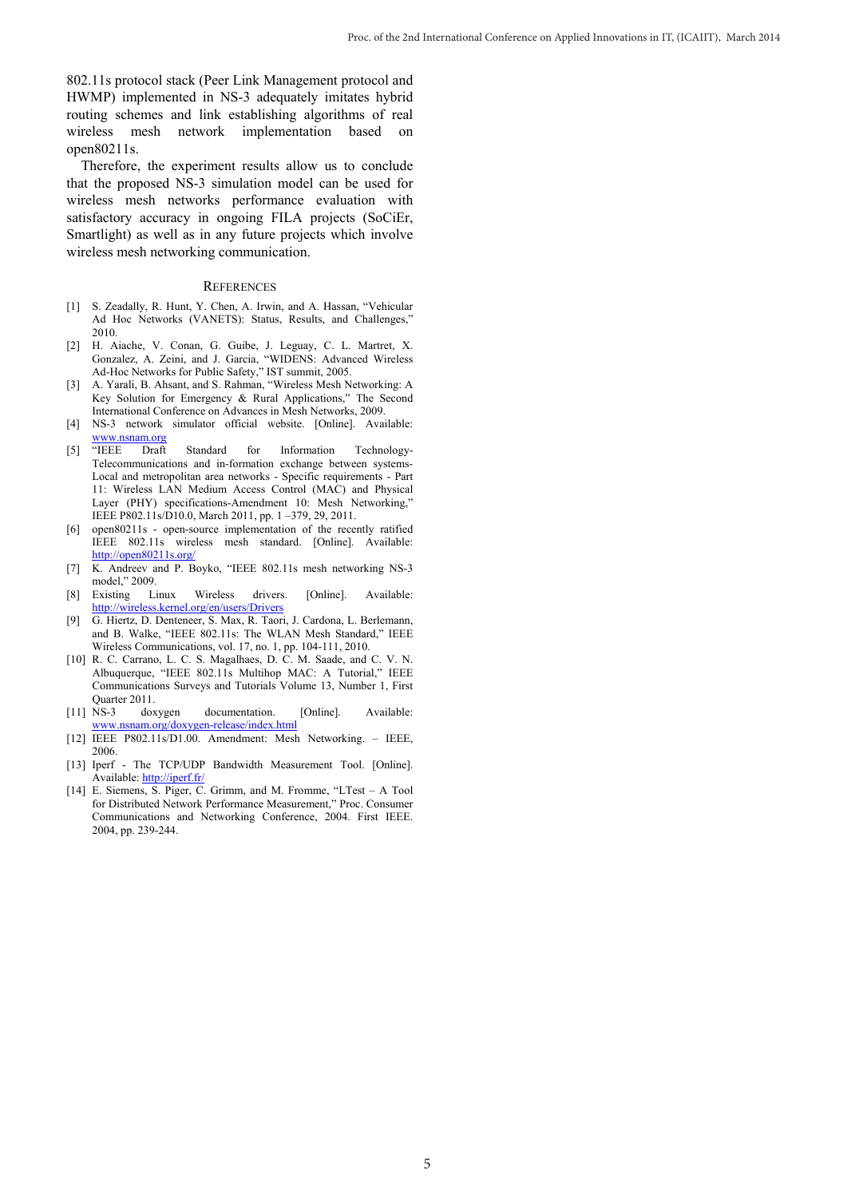802.11s protocol stack (Peer Link Management protocol and HWMP) implemented in NS-3 adequately imitates hybrid routing schemes and link establishing algorithms of real wireless mesh network implementation based on open80211s.

Therefore, the experiment results allow us to conclude that the proposed NS-3 simulation model can be used for wireless mesh networks performance evaluation with satisfactory accuracy in ongoing FILA projects (SoCiEr, Smartlight) as well as in any future projects which involve wireless mesh networking communication.

## References

[1] S. Zeadally, R. Hunt, Y. Chen, A. Irwin, and A. Hassan, "Vehicular Ad Hoc Networks (VANETS): Status, Results, and Challenges," 2010.

[2] H. Aiache, V. Conan, G. Guibe, J. Leguay, C. L. Martret, X. Gonzalez, A. Zeini, and J. Garcia, "WIDENS: Advanced Wireless Ad-Hoc Networks for Public Safety," IST summit, 2005.

[3] A. Yarali, B. Ahsant, and S. Rahman, "Wireless Mesh Networking: A Key Solution for Emergency & Rural Applications," The Second International Conference on Advances in Mesh Networks, 2009.

[4] NS-3 network simulator official website. [Online]. Available: www.nsnam.org

[5] "IEEE Draft Standard for Information Technology-Telecommunications and in-formation exchange between systems-Local and metropolitan area networks - Specific requirements - Part 11: Wireless LAN Medium Access Control (MAC) and Physical Layer (PHY) specifications-Amendment 10: Mesh Networking," IEEE P802.11s/D10.0, March 2011, pp. 1 –379, 29, 2011.

[6] open80211s - open-source implementation of the recently ratified IEEE 802.11s wireless mesh standard. [Online]. Available: http://open80211s.org/

[7] K. Andreev and P. Boyko, "IEEE 802.11s mesh networking NS-3 model," 2009.

[8] Existing Linux Wireless drivers. [Online]. Available: http://wireless.kernel.org/en/users/Drivers

[9] G. Hiertz, D. Denteneer, S. Max, R. Taori, J. Cardona, L. Berlemann, and B. Walke, "IEEE 802.11s: The WLAN Mesh Standard," IEEE Wireless Communications, vol. 17, no. 1, pp. 104-111, 2010.

[10] R. C. Carrano, L. C. S. Magalhaes, D. C. M. Saade, and C. V. N. Albuquerque, "IEEE 802.11s Multihop MAC: A Tutorial," IEEE Communications Surveys and Tutorials Volume 13, Number 1, First Quarter 2011.

[11] NS-3 doxygen documentation. [Online]. Available: www.nsnam.org/doxygen-release/index.html

[12] IEEE P802.11s/D1.00. Amendment: Mesh Networking. – IEEE, 2006.

[13] Iperf - The TCP/UDP Bandwidth Measurement Tool. [Online]. Available: http://iperf.fr/

[14] E. Siemens, S. Piger, C. Grimm, and M. Fromme, "LTest – A Tool for Distributed Network Performance Measurement," Proc. Consumer Communications and Networking Conference, 2004. First IEEE. 2004, pp. 239-244.